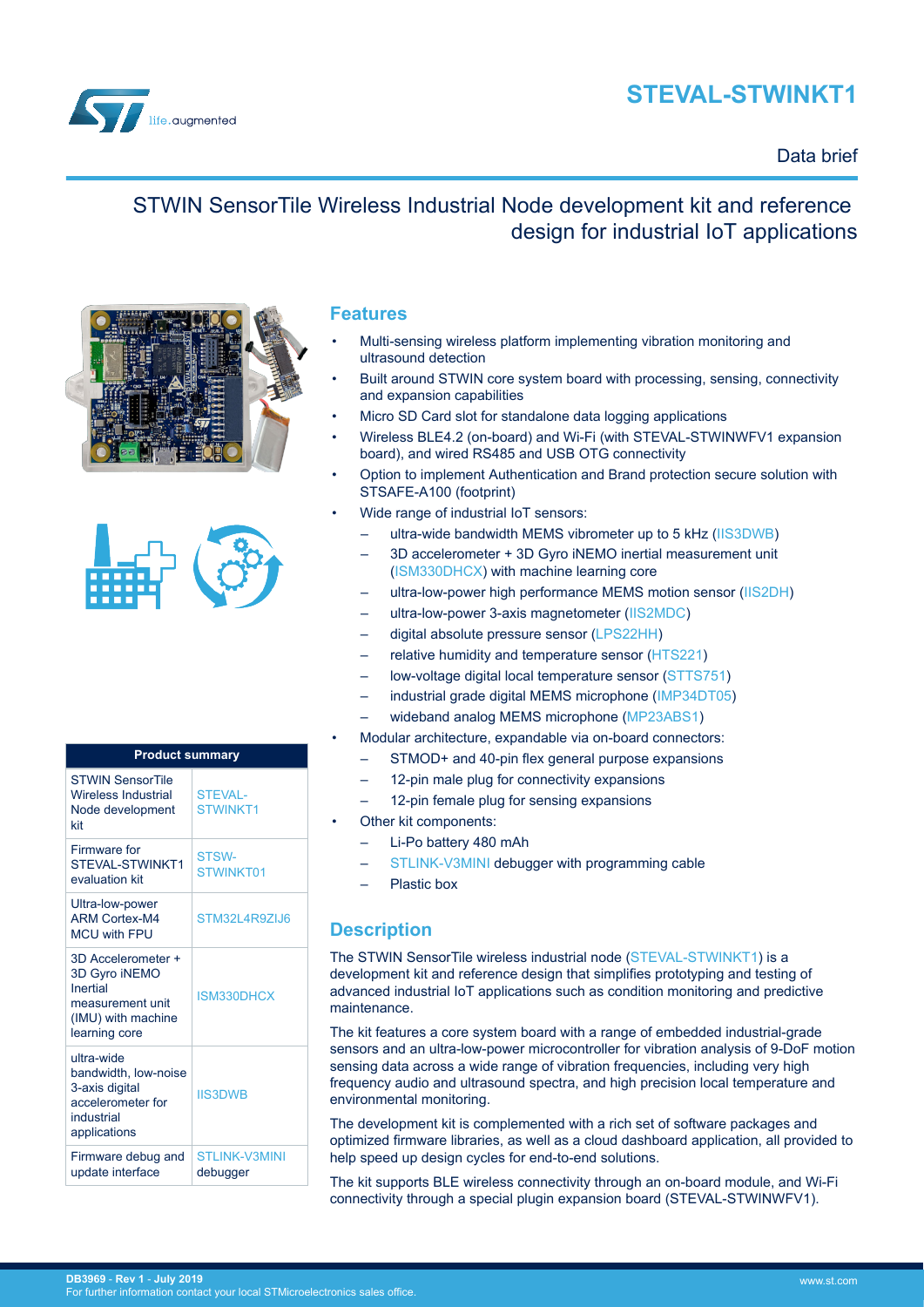# STEVAL-STWINKT1

Data brief

## STWIN SensorTile Wireless Industrial Node development kit and reference design for industrial IoT applications

| Product summary | |
|---|---|
| STWIN SensorTile Wireless Industrial Node development kit | STEVAL-STWINKT1 |
| Firmware for STEVAL-STWINKT1 evaluation kit | STSW-STWINKT01 |
| Ultra-low-power ARM Cortex-M4 MCU with FPU | STM32L4R9ZIJ6 |
| 3D Accelerometer + 3D Gyro iNEMO Inertial measurement unit (IMU) with machine learning core | ISM330DHCX |
| ultra-wide bandwidth, low-noise 3-axis digital accelerometer for industrial applications | IIS3DWB |
| Firmware debug and update interface | STLINK-V3MINI debugger |

## Features

- Multi-sensing wireless platform implementing vibration monitoring and ultrasound detection
- Built around STWIN core system board with processing, sensing, connectivity and expansion capabilities
- Micro SD Card slot for standalone data logging applications
- Wireless BLE4.2 (on-board) and Wi-Fi (with STEVAL-STWINWFV1 expansion board), and wired RS485 and USB OTG connectivity
- Option to implement Authentication and Brand protection secure solution with STSAFE-A100 (footprint)
- Wide range of industrial IoT sensors:
  - ultra-wide bandwidth MEMS vibrometer up to 5 kHz (IIS3DWB)
  - 3D accelerometer + 3D Gyro iNEMO inertial measurement unit (ISM330DHCX) with machine learning core
  - ultra-low-power high performance MEMS motion sensor (IIS2DH)
  - ultra-low-power 3-axis magnetometer (IIS2MDC)
  - digital absolute pressure sensor (LPS22HH)
  - relative humidity and temperature sensor (HTS221)
  - low-voltage digital local temperature sensor (STTS751)
  - industrial grade digital MEMS microphone (IMP34DT05)
  - wideband analog MEMS microphone (MP23ABS1)
- Modular architecture, expandable via on-board connectors:
  - STMOD+ and 40-pin flex general purpose expansions
  - 12-pin male plug for connectivity expansions
  - 12-pin female plug for sensing expansions
- Other kit components:
  - Li-Po battery 480 mAh
  - STLINK-V3MINI debugger with programming cable
  - Plastic box

## Description

The STWIN SensorTile wireless industrial node (STEVAL-STWINKT1) is a development kit and reference design that simplifies prototyping and testing of advanced industrial IoT applications such as condition monitoring and predictive maintenance.

The kit features a core system board with a range of embedded industrial-grade sensors and an ultra-low-power microcontroller for vibration analysis of 9-DoF motion sensing data across a wide range of vibration frequencies, including very high frequency audio and ultrasound spectra, and high precision local temperature and environmental monitoring.

The development kit is complemented with a rich set of software packages and optimized firmware libraries, as well as a cloud dashboard application, all provided to help speed up design cycles for end-to-end solutions.

The kit supports BLE wireless connectivity through an on-board module, and Wi-Fi connectivity through a special plugin expansion board (STEVAL-STWINWFV1).

**DB3969 - Rev 1 - July 2019**
For further information contact your local STMicroelectronics sales office.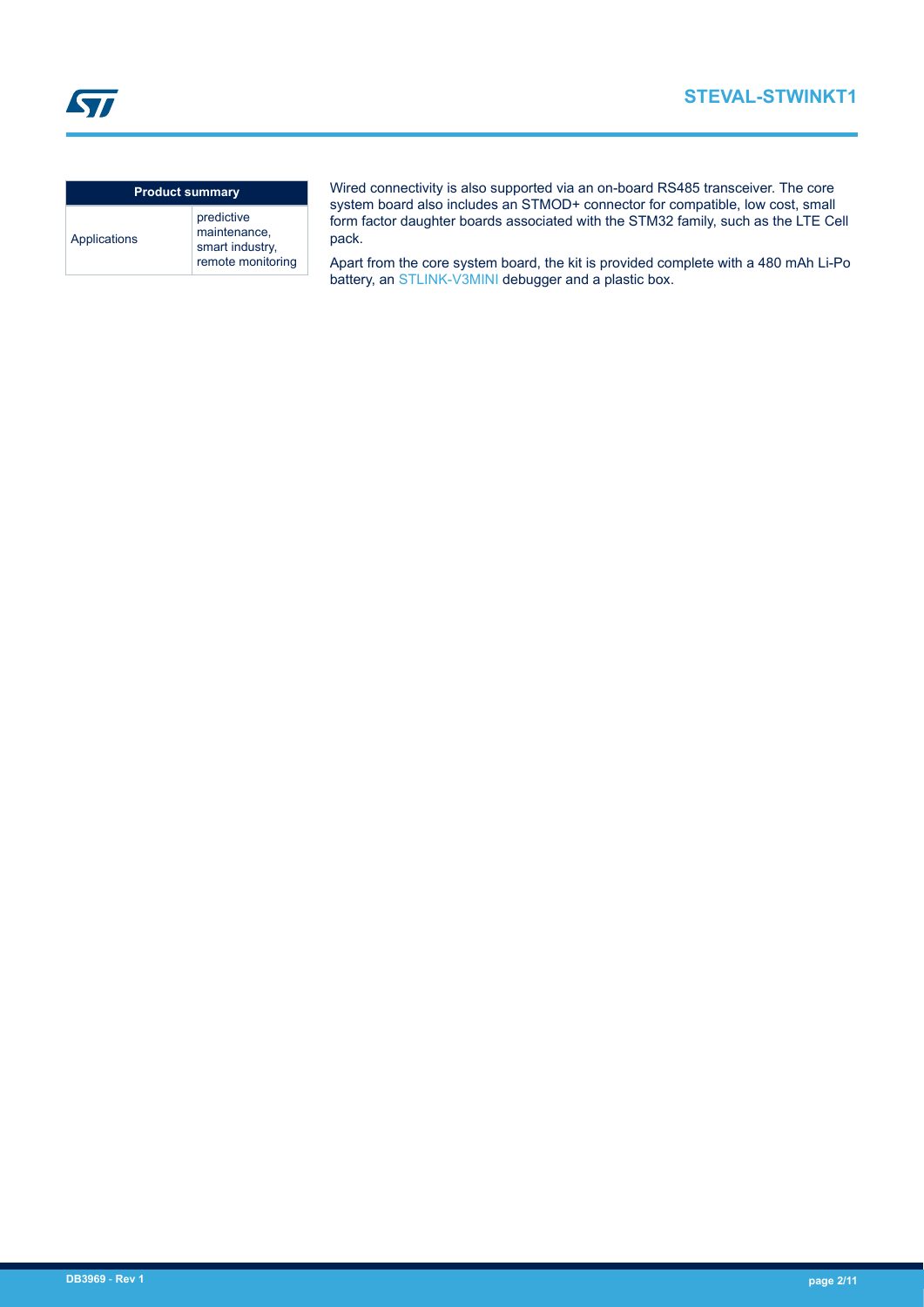| Product summary | |
|---|---|
| Applications | predictive maintenance, smart industry, remote monitoring |

Wired connectivity is also supported via an on-board RS485 transceiver. The core system board also includes an STMOD+ connector for compatible, low cost, small form factor daughter boards associated with the STM32 family, such as the LTE Cell pack.

Apart from the core system board, the kit is provided complete with a 480 mAh Li-Po battery, an STLINK-V3MINI debugger and a plastic box.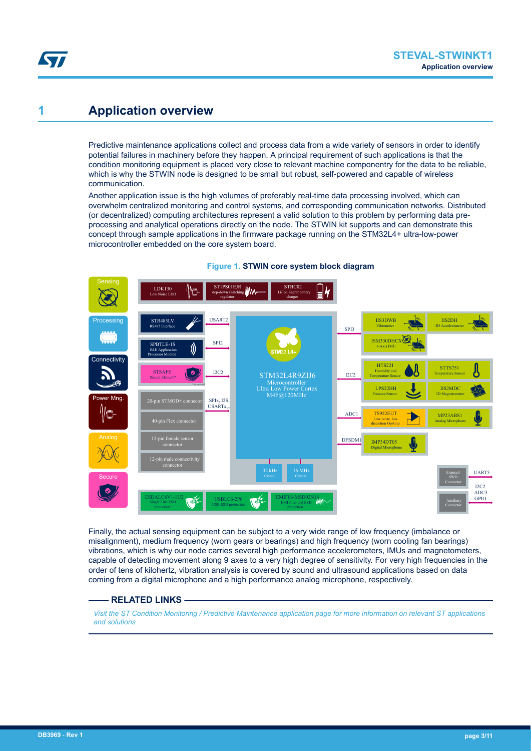# 1 Application overview

Predictive maintenance applications collect and process data from a wide variety of sensors in order to identify potential failures in machinery before they happen. A principal requirement of such applications is that the condition monitoring equipment is placed very close to relevant machine componentry for the data to be reliable, which is why the STWIN node is designed to be small but robust, self-powered and capable of wireless communication.

Another application issue is the high volumes of preferably real-time data processing involved, which can overwhelm centralized monitoring and control systems, and corresponding communication networks. Distributed (or decentralized) computing architectures represent a valid solution to this problem by performing data pre-processing and analytical operations directly on the node. The STWIN kit supports and can demonstrate this concept through sample applications in the firmware package running on the STM32L4+ ultra-low-power microcontroller embedded on the core system board.

**Figure 1. STWIN core system block diagram**

Finally, the actual sensing equipment can be subject to a very wide range of low frequency (imbalance or misalignment), medium frequency (worn gears or bearings) and high frequency (worn cooling fan bearings) vibrations, which is why our node carries several high performance accelerometers, IMUs and magnetometers, capable of detecting movement along 9 axes to a very high degree of sensitivity. For very high frequencies in the order of tens of kilohertz, vibration analysis is covered by sound and ultrasound applications based on data coming from a digital microphone and a high performance analog microphone, respectively.

**RELATED LINKS**

*Visit the ST Condition Monitoring / Predictive Maintenance application page for more information on relevant ST applications and solutions*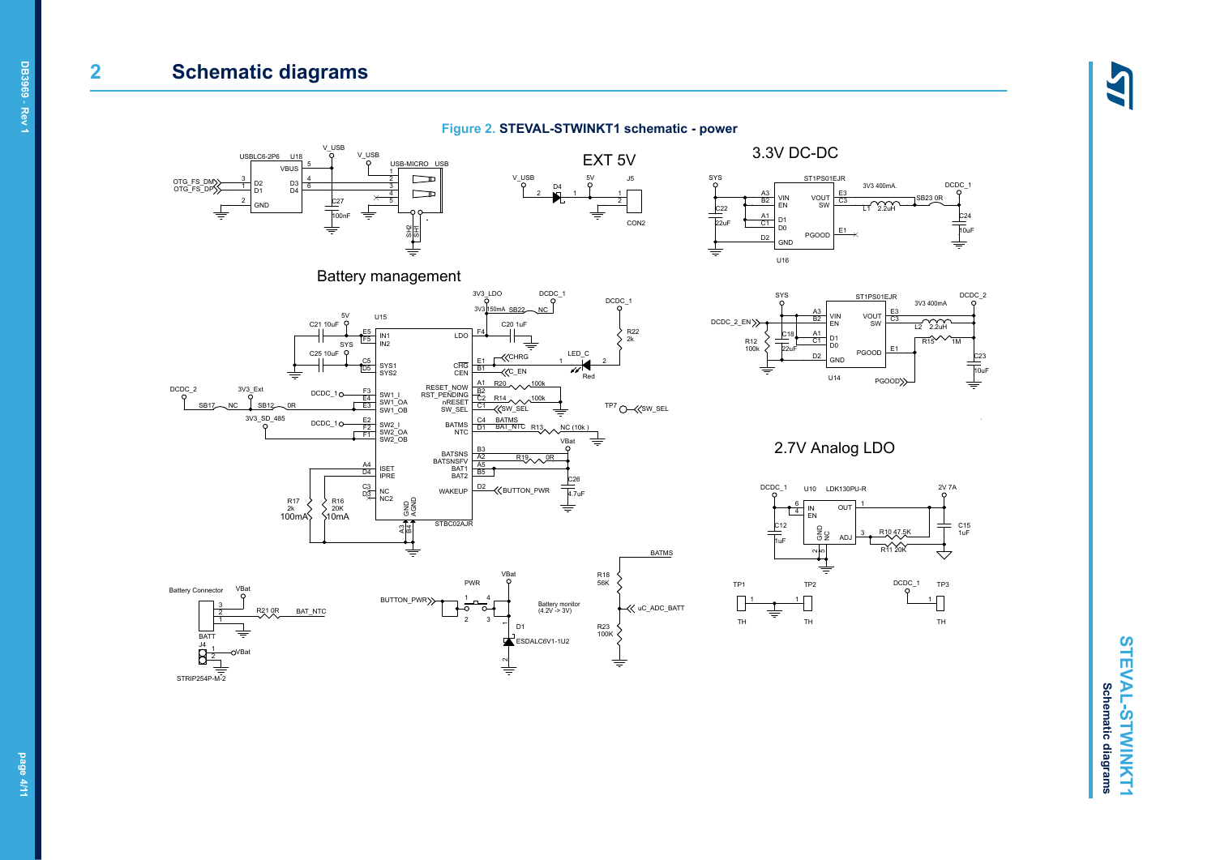## 2 Schematic diagrams

**Figure 2. STEVAL-STWINKT1 schematic - power**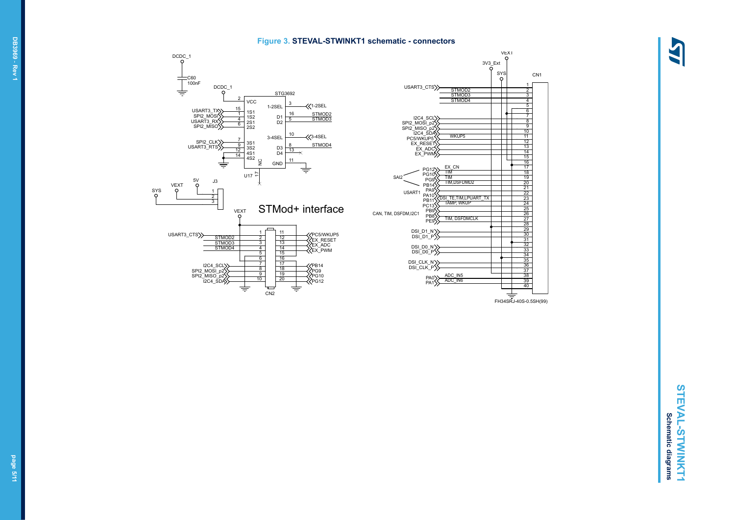**Figure 3. STEVAL-STWINKT1 schematic - connectors**

DCDC_1

C60
100nF

DCDC_1

STG3692

| Pin | Signal | Pin name | Pin name | Pin | Signal |
|---|---|---|---|---|---|
| 2 | DCDC_1 | VCC | 1-2SEL | 3 | 1-2SEL |
| 15 | USART3_TX | 1S1 | D1 | 16 | STMOD2 |
| 1 | SPI2_MOSI | 1S2 | D2 | 5 | STMOD3 |
| 4 | USART3_RX | 2S1 | 3-4SEL | 10 | 3-4SEL |
| 6 | SPI2_MISO | 2S2 | D3 | 8 | STMOD4 |
| 7 | SPI2_CLK | 3S1 | D4 | 13 | |
| 9 | USART3_RTS | 3S2 | GND | 11 | |
| 12 | | 4S1 | | | |
| 14 | | 4S2 | | | |
| 17 | | NC | | | |

U17

J3

| Pin | Signal |
|---|---|
| 1 | 5V / VEXT |
| 2 | VEXT |
| 3 | SYS |

STMod+ interface

CN2 (VEXT)

| Signal | Pin | Pin | Signal |
|---|---|---|---|
| USART3_CTS | 1 | 11 | PC5/WKUP5 |
| STMOD2 | 2 | 12 | EX_RESET |
| STMOD3 | 3 | 13 | EX_ADC |
| STMOD4 | 4 | 14 | EX_PWM |
| | 5 | 15 | |
| | 6 | 16 | |
| I2C4_SCL | 7 | 17 | PB14 |
| SPI2_MOSI_p2 | 8 | 18 | PG9 |
| SPI2_MISO_p2 | 9 | 19 | PG10 |
| I2C4_SDA | 10 | 20 | PG12 |

CN1 (VEXT, 3V3_Ext, SYS)

| Signal | Pin |
|---|---|
| | 1 |
| USART3_CTS / STMOD2 | 2 |
| STMOD3 | 3 |
| STMOD4 | 4 |
| | 5 |
| | 6 |
| | 7 |
| I2C4_SCL | 8 |
| SPI2_MOSI_p2 | 9 |
| SPI2_MISO_p2 | 10 |
| I2C4_SDA | 11 |
| PC5/WKUP5 (WKUP5) | 12 |
| EX_RESET | 13 |
| EX_ADC | 14 |
| EX_PWM | 15 |
| | 16 |
| PG12 (EX_CN) | 17 |
| PG10 (TIM) | 18 |
| PG9 (TIM) | 19 |
| PB14 (TIM,DSFDMD2) | 20 |
| PA9 | 21 |
| PA10 | 22 |
| PB11 (DSI_TE,TIM,LPUART_TX) | 23 |
| PC13 (TAMP, WKUP) | 24 |
| PB9 | 25 |
| PB8 | 26 |
| PE9 (TIM, DSFDMCLK) | 27 |
| | 28 |
| DSI_D1_N | 29 |
| DSI_D1_P | 30 |
| | 31 |
| DSI_D0_N | 32 |
| DSI_D0_P | 33 |
| | 34 |
| DSI_CLK_N | 35 |
| DSI_CLK_P | 36 |
| | 37 |
| PA0 (ADC_IN5) | 38 |
| PA1 (ADC_IN6) | 39 |
| | 40 |

SAI2 (PG12, PG10, PG9); USART1 (PA9, PA10); CAN, TIM, DSFDM,I2C1 (PB9, PB8)

FH34SRJ-40S-0.5SH(99)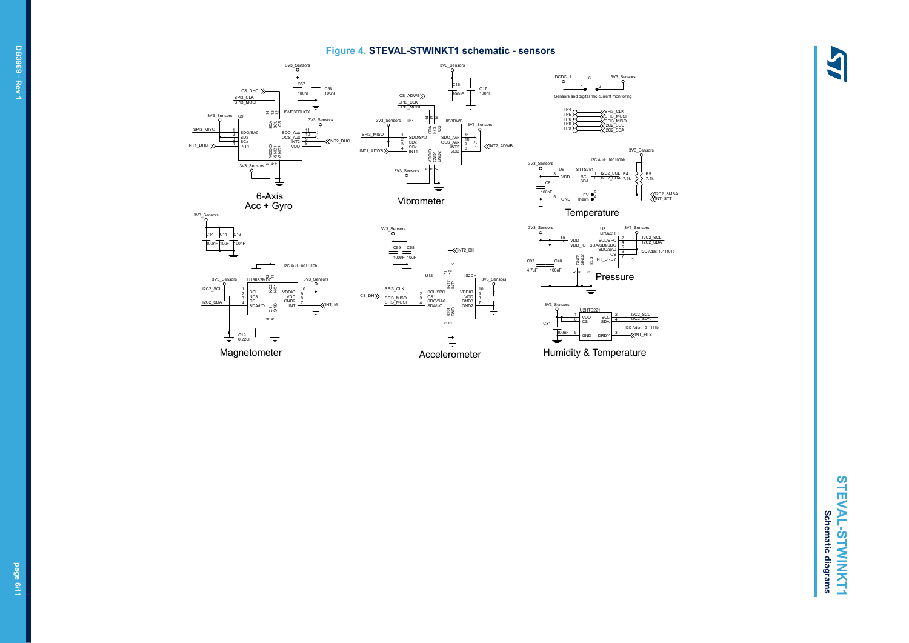**Figure 4. STEVAL-STWINKT1 schematic - sensors**

3V3_Sensors

C57 100nF

C56 100nF

CS_DHC

SPI3_CLK

SPI3_MOSI

ISM330DHCX

U9

SDA SCL CS

SPI3_MISO

SDO/SA0

SDx

SCx

INT1

INT1_DHC

SDO_Aux

OCS_Aux

INT2

VDD

INT2_DHC

VDDIO GND1 GND2

6-Axis Acc + Gyro

C16 100nF

C17 100nF

CS_ADWB

IIS3DWB

U11

INT1_ADWB

INT2_ADWB

Vibrometer

DCDC_1

J6

Sensors and digital mic current monitoring

TP4 TP5 TP6 TP8 TP9

SPI3_CLK SPI3_MOSI SPI3_MISO I2C2_SCL I2C2_SDA

I2C Addr: 1001000b

U6 STTS751

VDD SCL SDA GND EV Therm

C8 100nF

R4 7.5k R5 7.5k

I2C2_SMBA

INT_STT

Temperature

C14 100nF C11 10uF C13 100nF

I2C Addr: 0011110b

U13 IIS2MDC

SCL NC3 CS SDA/I/O

NC2 NC1

VDDIO VDD GND2 INT

C1 GND

INT_M

C19 0.22uF

Magnetometer

C59 100nF C58 10uF

INT2_DH

U12 IIS2DH

SCL/SPC CS SDO/SA0 SDA/I/O

INT2 INT1

VDDIO VDD GND3 GND2

RES GND

CS_DH

Accelerometer

U3 LPS22HH

VDD VDD_IO SCL/SPC SDA/SDI/SDO SDO/SA0 CS INT_DRDY

GND1 GND2 RES

C37 4.7uF C40 100nF

I2C Addr: 1011101b

Pressure

U2 HTS221

VDD CS GND SCL SDA DRDY

C31 100nF

I2C Addr: 1011111b

INT_HTS

Humidity & Temperature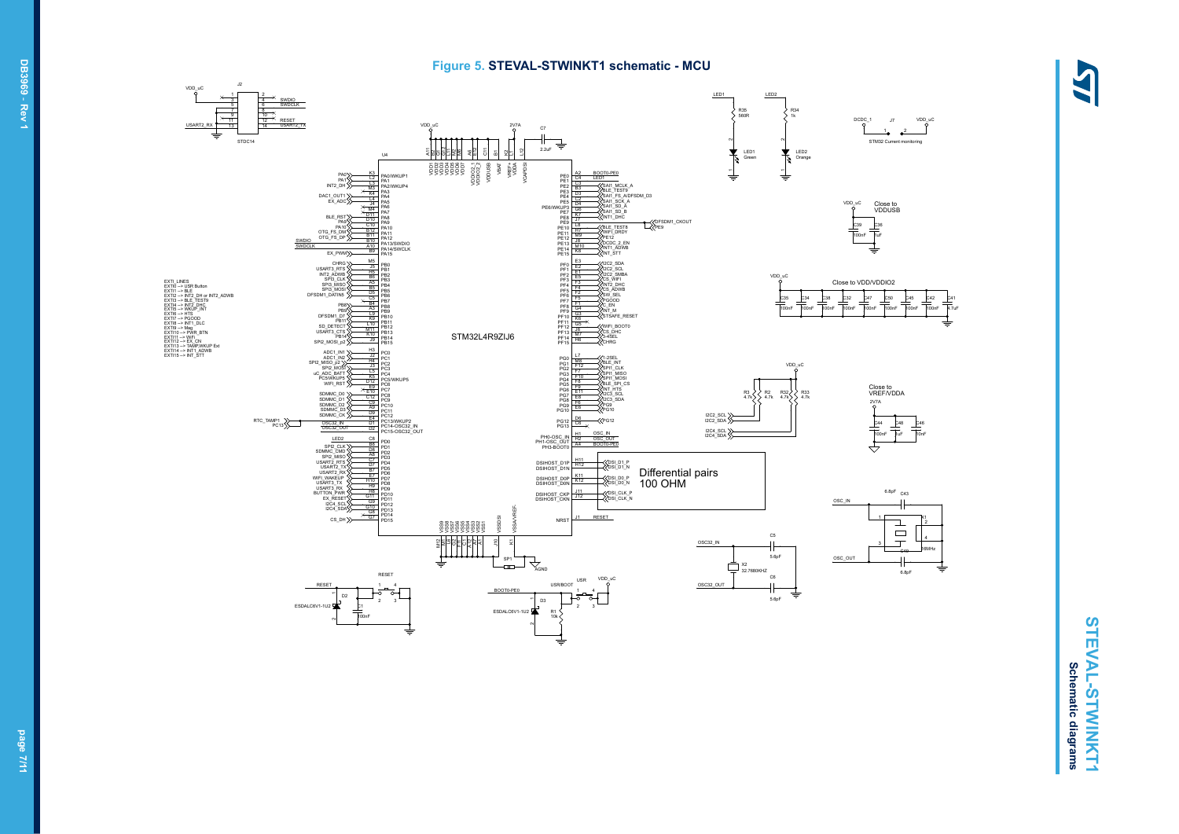**Figure 5. STEVAL-STWINKT1 schematic - MCU**

J2 STDC14: VDD_uC, SWDIO, SWDCLK, RESET, USART2_RX, USART2_TX

U4 STM32L4R9ZIJ6

EXTI_LINES
EXTI0 --> USR Button
EXTI1 --> BLE
EXTI2 --> INT2_DH or INT2_ADWB
EXTI3 --> BLE_TEST9
EXTI4 --> INT2_DHC
EXTI5 --> WKUP_INT
EXTI6 --> HTS
EXTI7 --> PGOOD
EXTI8 --> INT1_DLC
EXTI9 --> Mag
EXTI10 --> PWR_BTN
EXTI11 --> WiFi
EXTI12 --> EX_CN
EXTI13 --> TAMP,WKUP Ext
EXTI14 --> INT1_ADWB
EXTI15 --> INT_STT

J7 STM32 Current monitoring: DCDC_1, VDD_uC

Close to VDDUSB: C39 100nF, C36 1uF

Close to VDD/VDDIO2: C35, C34, C38, C32, C47, C50, C45, C42 100nF; C41 4.7uF

Close to VREF/VDDA: C44 100nF, C48 1uF, C46 10nF

LED1 Green (R35 560R), LED2 Orange (R34 1k)

R3, R2, R32, R33 4.7k (I2C2_SCL, I2C2_SDA, I2C4_SCL, I2C4_SDA)

Differential pairs 100 OHM

X2 32.768KHZ, C5 5.6pF, C6 5.6pF (OSC32_IN, OSC32_OUT)

X1 16MHz, C43 6.8pF, C49 6.8pF (OSC_IN, OSC_OUT)

RESET: D2 ESDALC6V1-1U2, C1 100nF

USR/BOOT: D3 ESDALC6V1-1U2, R1 10k, BOOT0-PE0

C7 2.2uF (VCAP)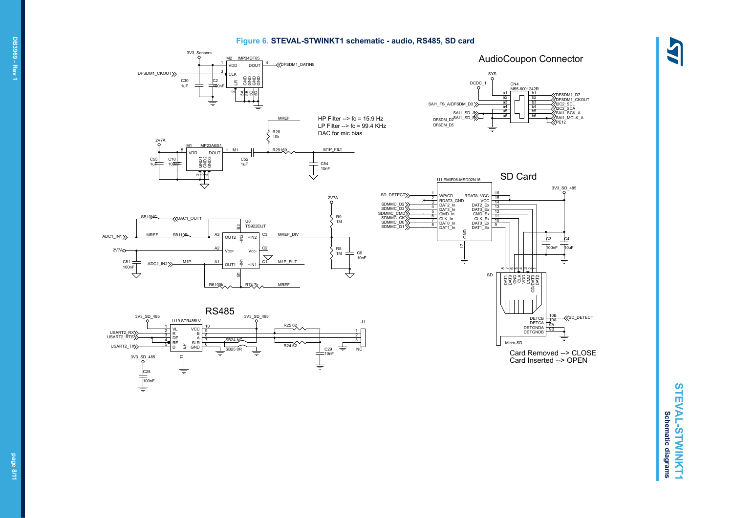**Figure 6. STEVAL-STWINKT1 schematic - audio, RS485, SD card**

AudioCoupon Connector

HP Filter --> fc = 15.9 Hz
LP Filter --> fc = 99.4 KHz
DAC for mic bias

SD Card

Card Removed --> CLOSE
Card Inserted --> OPEN

RS485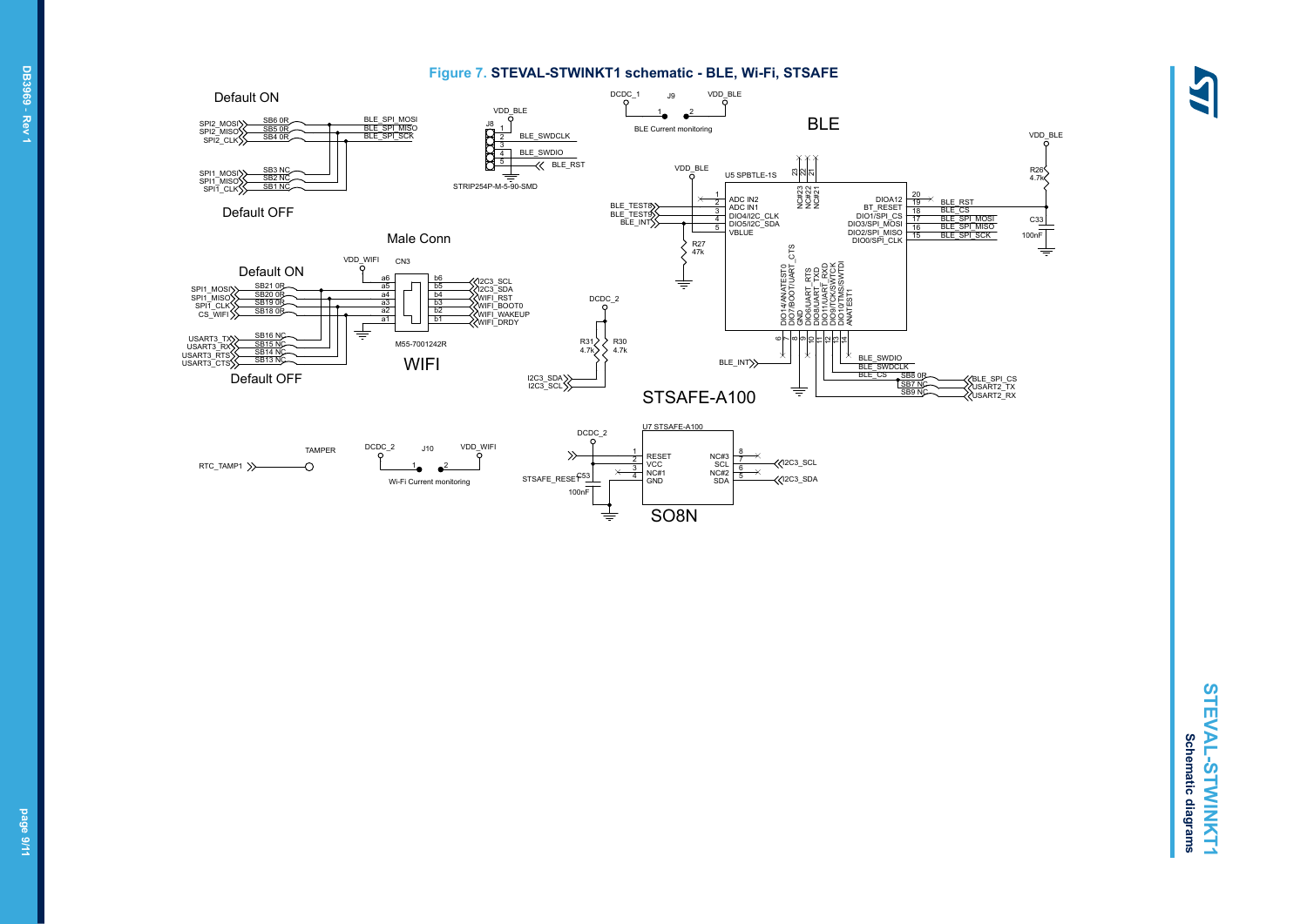**Figure 7. STEVAL-STWINKT1 schematic - BLE, Wi-Fi, STSAFE**

Default ON

SPI2_MOSI SB6 0R BLE_SPI_MOSI
SPI2_MISO SB5 0R BLE_SPI_MISO
SPI2_CLK SB4 0R BLE_SPI_SCK

SPI1_MOSI SB3 NC
SPI1_MISO SB2 NC
SPI1_CLK SB1 NC

Default OFF

VDD_BLE
J8
1
2 BLE_SWDCLK
3
4 BLE_SWDIO
5 BLE_RST
STRIP254P-M-5-90-SMD

DCDC_1 J9 VDD_BLE
1 2
BLE Current monitoring

BLE

VDD_BLE
U5 SPBTLE-1S
1
2 ADC IN2
3 ADC IN1
4 DIO4/I2C_CLK
5 DIO5/I2C_SDA
VBLUE
BLE_TEST8
BLE_TEST9
BLE_INT
R27 47k
NC#23 NC#22 NC#21
23 22 21
DIOA12 20
BT_RESET 19 BLE_RST
DIO1/SPI_CS 18 BLE_CS
DIO3/SPI_MOSI 17 BLE_SPI_MOSI
DIO2/SPI_MISO 16 BLE_SPI_MISO
DIO0/SPI_CLK 15 BLE_SPI_SCK
DIO14/ANATEST0 6
DIO7/BOOT/UART_CTS 7
GND 8
DIO6/UART_RTS 9
DIO8/UART_TXD 10
DIO11/UART_RXD 11
DIO9/TCK/SWTCK 12
DIO10/TMS/SWTDI 13
ANATEST1 14
BLE_INT
BLE_SWDIO
BLE_SWDCLK
BLE_CS SB8 0R BLE_SPI_CS
SB7 NC USART2_TX
SB9 NC USART2_RX

VDD_BLE
R26 4.7k
C33 100nF

Male Conn

VDD_WIFI
CN3

Default ON

SPI1_MOSI SB21 0R a6 b6 I2C3_SCL
SPI1_MISO SB20 0R a5 b5 I2C3_SDA
SPI1_CLK SB19 0R a4 b4 WIFI_RST
CS_WIFI SB18 0R a3 b3 WIFI_BOOT0
a2 b2 WIFI_WAKEUP
a1 b1 WIFI_DRDY

USART3_TX SB16 NC
USART3_RX SB15 NC
USART3_RTS SB14 NC
USART3_CTS SB13 NC
M55-7001242R

Default OFF

WIFI

DCDC_2
R31 4.7k
R30 4.7k
I2C3_SDA
I2C3_SCL

STSAFE-A100

TAMPER
RTC_TAMP1

DCDC_2 J10 VDD_WIFI
1 2
Wi-Fi Current monitoring

DCDC_2
U7 STSAFE-A100
1 RESET
2 VCC
3 NC#1
4 GND
NC#3 8
SCL 7 I2C3_SCL
NC#2 6
SDA 5 I2C3_SDA
STSAFE_RESET
C53 100nF

SO8N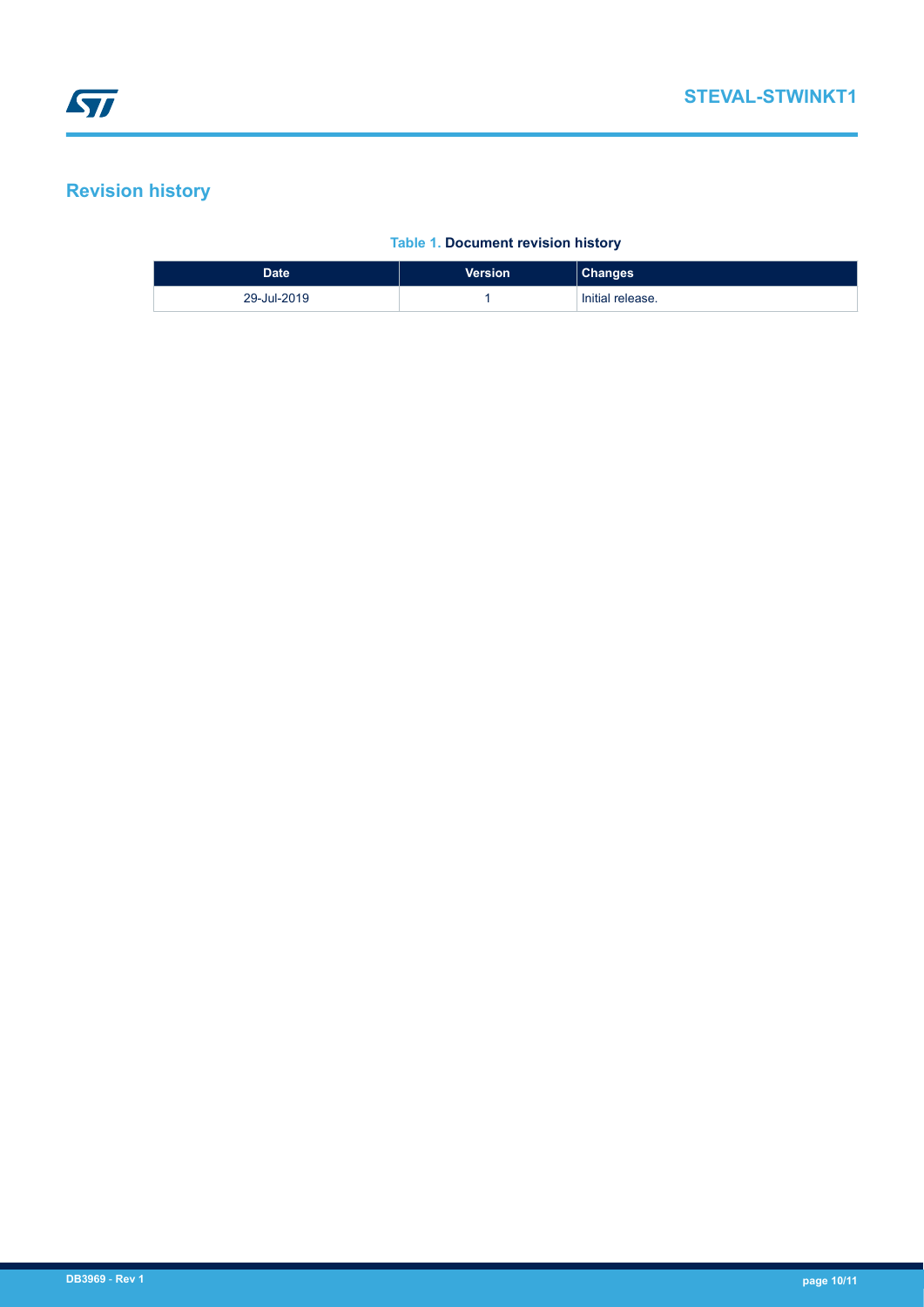## Revision history

**Table 1. Document revision history**

| Date | Version | Changes |
| --- | --- | --- |
| 29-Jul-2019 | 1 | Initial release. |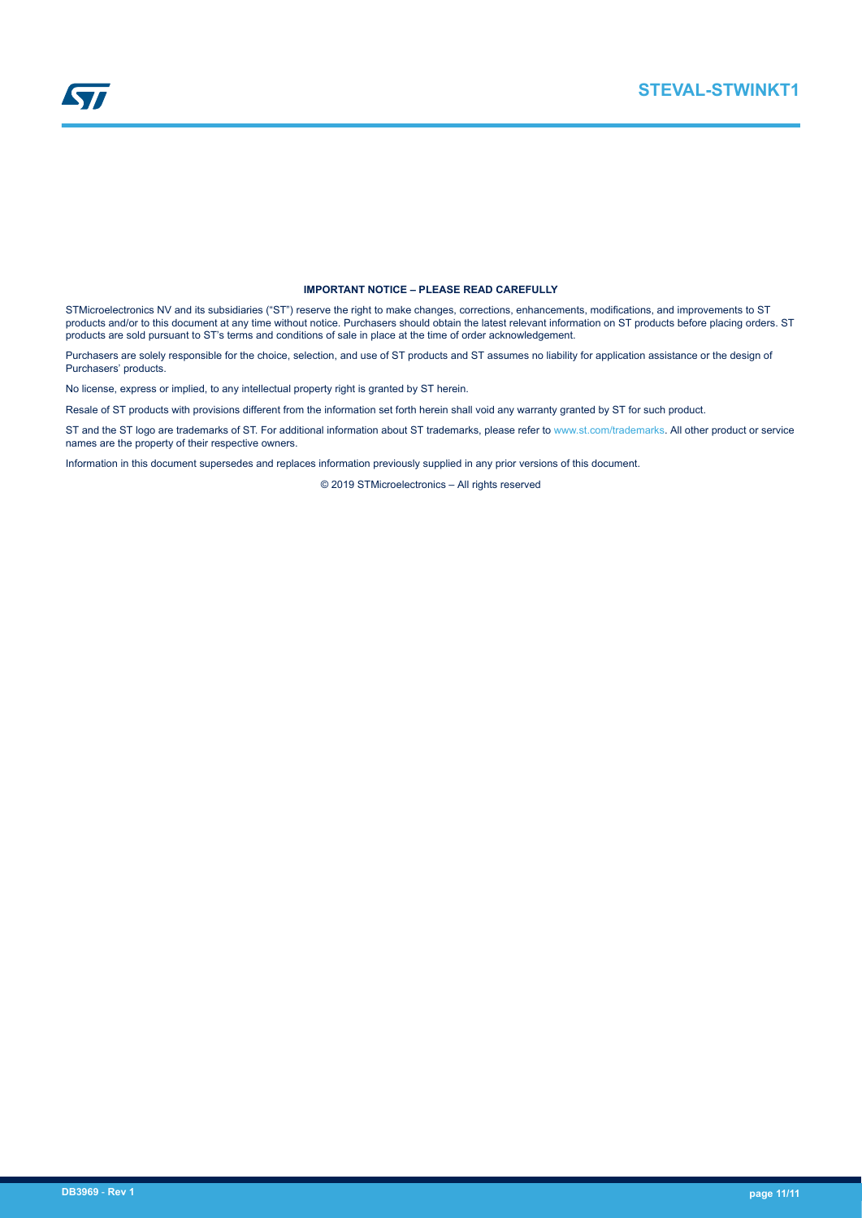**IMPORTANT NOTICE – PLEASE READ CAREFULLY**

STMicroelectronics NV and its subsidiaries (“ST”) reserve the right to make changes, corrections, enhancements, modifications, and improvements to ST products and/or to this document at any time without notice. Purchasers should obtain the latest relevant information on ST products before placing orders. ST products are sold pursuant to ST’s terms and conditions of sale in place at the time of order acknowledgement.

Purchasers are solely responsible for the choice, selection, and use of ST products and ST assumes no liability for application assistance or the design of Purchasers’ products.

No license, express or implied, to any intellectual property right is granted by ST herein.

Resale of ST products with provisions different from the information set forth herein shall void any warranty granted by ST for such product.

ST and the ST logo are trademarks of ST. For additional information about ST trademarks, please refer to www.st.com/trademarks. All other product or service names are the property of their respective owners.

Information in this document supersedes and replaces information previously supplied in any prior versions of this document.

© 2019 STMicroelectronics – All rights reserved